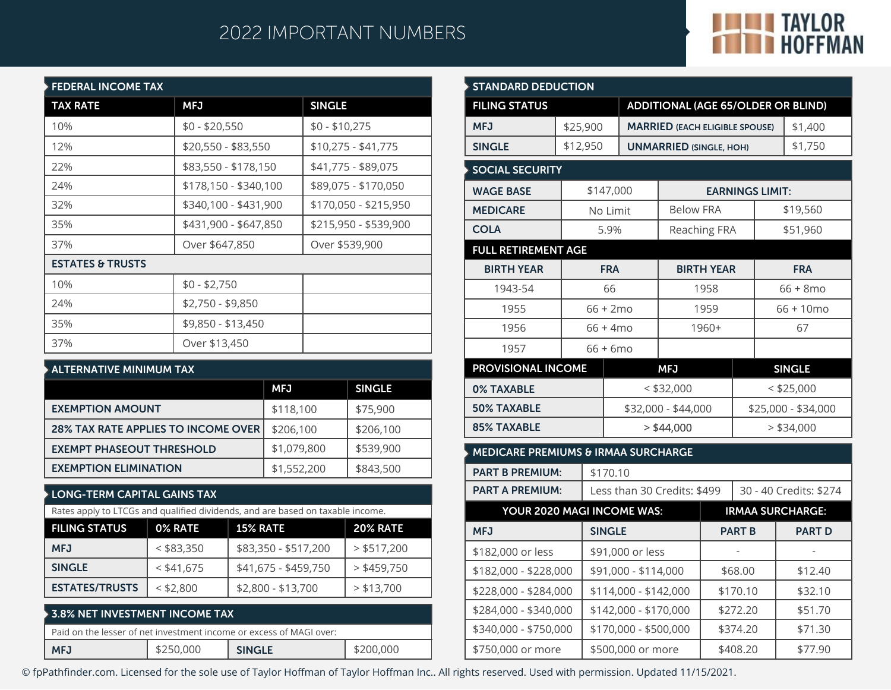# 2022 IMPORTANT NUMBERS

TAYLOR HOFFMAN

## FEDERAL INCOME TAX

| TAX RATE | MFJ | SINGLE |
|---|---|---|
| 10% | $0 - $20,550 | $0 - $10,275 |
| 12% | $20,550 - $83,550 | $10,275 - $41,775 |
| 22% | $83,550 - $178,150 | $41,775 - $89,075 |
| 24% | $178,150 - $340,100 | $89,075 - $170,050 |
| 32% | $340,100 - $431,900 | $170,050 - $215,950 |
| 35% | $431,900 - $647,850 | $215,950 - $539,900 |
| 37% | Over $647,850 | Over $539,900 |
| **ESTATES & TRUSTS** | | |
| 10% | $0 - $2,750 | |
| 24% | $2,750 - $9,850 | |
| 35% | $9,850 - $13,450 | |
| 37% | Over $13,450 | |

## ALTERNATIVE MINIMUM TAX

| | MFJ | SINGLE |
|---|---|---|
| **EXEMPTION AMOUNT** | $118,100 | $75,900 |
| **28% TAX RATE APPLIES TO INCOME OVER** | $206,100 | $206,100 |
| **EXEMPT PHASEOUT THRESHOLD** | $1,079,800 | $539,900 |
| **EXEMPTION ELIMINATION** | $1,552,200 | $843,500 |

## LONG-TERM CAPITAL GAINS TAX

Rates apply to LTCGs and qualified dividends, and are based on taxable income.

| FILING STATUS | 0% RATE | 15% RATE | 20% RATE |
|---|---|---|---|
| **MFJ** | < $83,350 | $83,350 - $517,200 | > $517,200 |
| **SINGLE** | < $41,675 | $41,675 - $459,750 | > $459,750 |
| **ESTATES/TRUSTS** | < $2,800 | $2,800 - $13,700 | > $13,700 |

## 3.8% NET INVESTMENT INCOME TAX

Paid on the lesser of net investment income or excess of MAGI over:

| **MFJ** | $250,000 | **SINGLE** | $200,000 |
|---|---|---|---|

## STANDARD DEDUCTION

| FILING STATUS | | ADDITIONAL (AGE 65/OLDER OR BLIND) | |
|---|---|---|---|
| **MFJ** | $25,900 | **MARRIED** (EACH ELIGIBLE SPOUSE) | $1,400 |
| **SINGLE** | $12,950 | **UNMARRIED** (SINGLE, HOH) | $1,750 |

## SOCIAL SECURITY

| | | EARNINGS LIMIT: | |
|---|---|---|---|
| **WAGE BASE** | $147,000 | | |
| **MEDICARE** | No Limit | Below FRA | $19,560 |
| **COLA** | 5.9% | Reaching FRA | $51,960 |

### FULL RETIREMENT AGE

| BIRTH YEAR | FRA | BIRTH YEAR | FRA |
|---|---|---|---|
| 1943-54 | 66 | 1958 | 66 + 8mo |
| 1955 | 66 + 2mo | 1959 | 66 + 10mo |
| 1956 | 66 + 4mo | 1960+ | 67 |
| 1957 | 66 + 6mo | | |

### PROVISIONAL INCOME

| PROVISIONAL INCOME | MFJ | SINGLE |
|---|---|---|
| **0% TAXABLE** | < $32,000 | < $25,000 |
| **50% TAXABLE** | $32,000 - $44,000 | $25,000 - $34,000 |
| **85% TAXABLE** | > $44,000 | > $34,000 |

## MEDICARE PREMIUMS & IRMAA SURCHARGE

| **PART B PREMIUM:** | $170.10 | |
|---|---|---|
| **PART A PREMIUM:** | Less than 30 Credits: $499 | 30 - 40 Credits: $274 |

| YOUR 2020 MAGI INCOME WAS: | | IRMAA SURCHARGE: | |
|---|---|---|---|
| **MFJ** | **SINGLE** | **PART B** | **PART D** |
| $182,000 or less | $91,000 or less | - | - |
| $182,000 - $228,000 | $91,000 - $114,000 | $68.00 | $12.40 |
| $228,000 - $284,000 | $114,000 - $142,000 | $170.10 | $32.10 |
| $284,000 - $340,000 | $142,000 - $170,000 | $272.20 | $51.70 |
| $340,000 - $750,000 | $170,000 - $500,000 | $374.20 | $71.30 |
| $750,000 or more | $500,000 or more | $408.20 | $77.90 |

© fpPathfinder.com. Licensed for the sole use of Taylor Hoffman of Taylor Hoffman Inc.. All rights reserved. Used with permission. Updated 11/15/2021.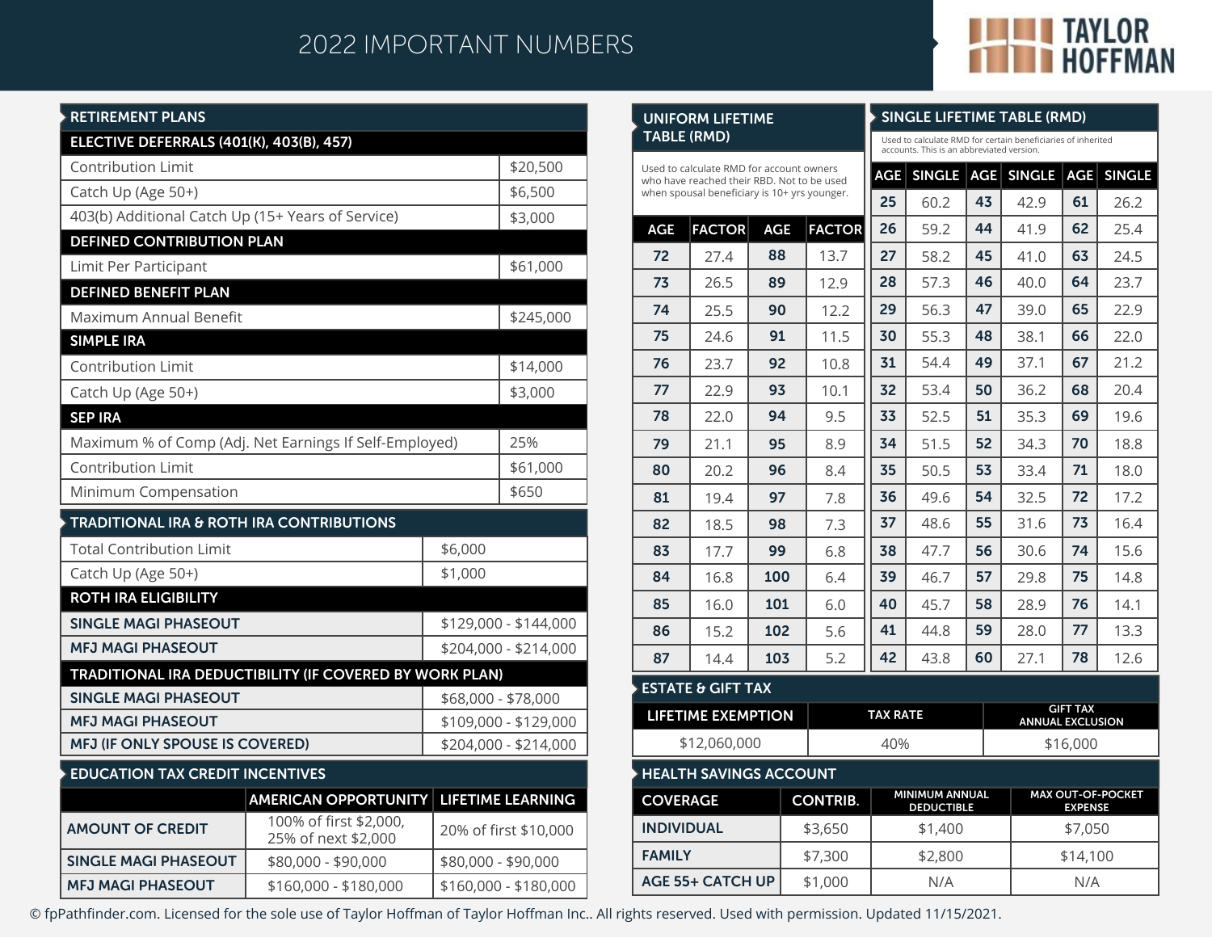# 2022 IMPORTANT NUMBERS

TAYLOR HOFFMAN

## RETIREMENT PLANS

| ELECTIVE DEFERRALS (401(K), 403(B), 457) | |
|---|---|
| Contribution Limit | $20,500 |
| Catch Up (Age 50+) | $6,500 |
| 403(b) Additional Catch Up (15+ Years of Service) | $3,000 |
| **DEFINED CONTRIBUTION PLAN** | |
| Limit Per Participant | $61,000 |
| **DEFINED BENEFIT PLAN** | |
| Maximum Annual Benefit | $245,000 |
| **SIMPLE IRA** | |
| Contribution Limit | $14,000 |
| Catch Up (Age 50+) | $3,000 |
| **SEP IRA** | |
| Maximum % of Comp (Adj. Net Earnings If Self-Employed) | 25% |
| Contribution Limit | $61,000 |
| Minimum Compensation | $650 |

## TRADITIONAL IRA & ROTH IRA CONTRIBUTIONS

| Total Contribution Limit | $6,000 |
|---|---|
| Catch Up (Age 50+) | $1,000 |
| **ROTH IRA ELIGIBILITY** | |
| SINGLE MAGI PHASEOUT | $129,000 - $144,000 |
| MFJ MAGI PHASEOUT | $204,000 - $214,000 |
| **TRADITIONAL IRA DEDUCTIBILITY (IF COVERED BY WORK PLAN)** | |
| SINGLE MAGI PHASEOUT | $68,000 - $78,000 |
| MFJ MAGI PHASEOUT | $109,000 - $129,000 |
| MFJ (IF ONLY SPOUSE IS COVERED) | $204,000 - $214,000 |

## EDUCATION TAX CREDIT INCENTIVES

| | AMERICAN OPPORTUNITY | LIFETIME LEARNING |
|---|---|---|
| AMOUNT OF CREDIT | 100% of first $2,000, 25% of next $2,000 | 20% of first $10,000 |
| SINGLE MAGI PHASEOUT | $80,000 - $90,000 | $80,000 - $90,000 |
| MFJ MAGI PHASEOUT | $160,000 - $180,000 | $160,000 - $180,000 |

## UNIFORM LIFETIME TABLE (RMD)

Used to calculate RMD for account owners who have reached their RBD. Not to be used when spousal beneficiary is 10+ yrs younger.

| AGE | FACTOR | AGE | FACTOR |
|---|---|---|---|
| 72 | 27.4 | 88 | 13.7 |
| 73 | 26.5 | 89 | 12.9 |
| 74 | 25.5 | 90 | 12.2 |
| 75 | 24.6 | 91 | 11.5 |
| 76 | 23.7 | 92 | 10.8 |
| 77 | 22.9 | 93 | 10.1 |
| 78 | 22.0 | 94 | 9.5 |
| 79 | 21.1 | 95 | 8.9 |
| 80 | 20.2 | 96 | 8.4 |
| 81 | 19.4 | 97 | 7.8 |
| 82 | 18.5 | 98 | 7.3 |
| 83 | 17.7 | 99 | 6.8 |
| 84 | 16.8 | 100 | 6.4 |
| 85 | 16.0 | 101 | 6.0 |
| 86 | 15.2 | 102 | 5.6 |
| 87 | 14.4 | 103 | 5.2 |

## SINGLE LIFETIME TABLE (RMD)

Used to calculate RMD for certain beneficiaries of inherited accounts. This is an abbreviated version.

| AGE | SINGLE | AGE | SINGLE | AGE | SINGLE |
|---|---|---|---|---|---|
| 25 | 60.2 | 43 | 42.9 | 61 | 26.2 |
| 26 | 59.2 | 44 | 41.9 | 62 | 25.4 |
| 27 | 58.2 | 45 | 41.0 | 63 | 24.5 |
| 28 | 57.3 | 46 | 40.0 | 64 | 23.7 |
| 29 | 56.3 | 47 | 39.0 | 65 | 22.9 |
| 30 | 55.3 | 48 | 38.1 | 66 | 22.0 |
| 31 | 54.4 | 49 | 37.1 | 67 | 21.2 |
| 32 | 53.4 | 50 | 36.2 | 68 | 20.4 |
| 33 | 52.5 | 51 | 35.3 | 69 | 19.6 |
| 34 | 51.5 | 52 | 34.3 | 70 | 18.8 |
| 35 | 50.5 | 53 | 33.4 | 71 | 18.0 |
| 36 | 49.6 | 54 | 32.5 | 72 | 17.2 |
| 37 | 48.6 | 55 | 31.6 | 73 | 16.4 |
| 38 | 47.7 | 56 | 30.6 | 74 | 15.6 |
| 39 | 46.7 | 57 | 29.8 | 75 | 14.8 |
| 40 | 45.7 | 58 | 28.9 | 76 | 14.1 |
| 41 | 44.8 | 59 | 28.0 | 77 | 13.3 |
| 42 | 43.8 | 60 | 27.1 | 78 | 12.6 |

## ESTATE & GIFT TAX

| LIFETIME EXEMPTION | TAX RATE | GIFT TAX ANNUAL EXCLUSION |
|---|---|---|
| $12,060,000 | 40% | $16,000 |

## HEALTH SAVINGS ACCOUNT

| COVERAGE | CONTRIB. | MINIMUM ANNUAL DEDUCTIBLE | MAX OUT-OF-POCKET EXPENSE |
|---|---|---|---|
| INDIVIDUAL | $3,650 | $1,400 | $7,050 |
| FAMILY | $7,300 | $2,800 | $14,100 |
| AGE 55+ CATCH UP | $1,000 | N/A | N/A |

© fpPathfinder.com. Licensed for the sole use of Taylor Hoffman of Taylor Hoffman Inc.. All rights reserved. Used with permission. Updated 11/15/2021.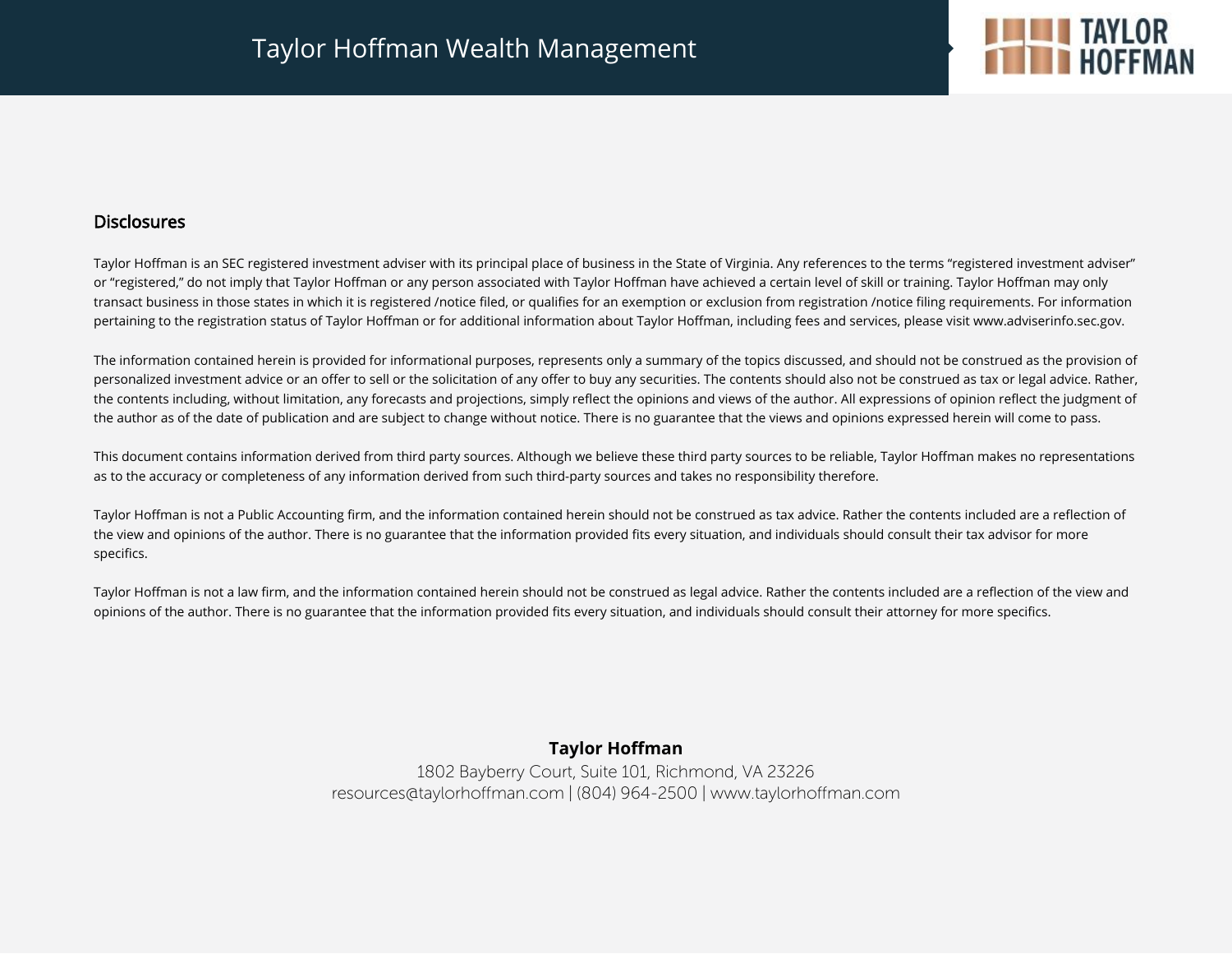## Disclosures

Taylor Hoffman is an SEC registered investment adviser with its principal place of business in the State of Virginia. Any references to the terms “registered investment adviser” or “registered,” do not imply that Taylor Hoffman or any person associated with Taylor Hoffman have achieved a certain level of skill or training. Taylor Hoffman may only transact business in those states in which it is registered /notice filed, or qualifies for an exemption or exclusion from registration /notice filing requirements. For information pertaining to the registration status of Taylor Hoffman or for additional information about Taylor Hoffman, including fees and services, please visit www.adviserinfo.sec.gov.

The information contained herein is provided for informational purposes, represents only a summary of the topics discussed, and should not be construed as the provision of personalized investment advice or an offer to sell or the solicitation of any offer to buy any securities. The contents should also not be construed as tax or legal advice. Rather, the contents including, without limitation, any forecasts and projections, simply reflect the opinions and views of the author. All expressions of opinion reflect the judgment of the author as of the date of publication and are subject to change without notice. There is no guarantee that the views and opinions expressed herein will come to pass.

This document contains information derived from third party sources. Although we believe these third party sources to be reliable, Taylor Hoffman makes no representations as to the accuracy or completeness of any information derived from such third-party sources and takes no responsibility therefore.

Taylor Hoffman is not a Public Accounting firm, and the information contained herein should not be construed as tax advice. Rather the contents included are a reflection of the view and opinions of the author. There is no guarantee that the information provided fits every situation, and individuals should consult their tax advisor for more specifics.

Taylor Hoffman is not a law firm, and the information contained herein should not be construed as legal advice. Rather the contents included are a reflection of the view and opinions of the author. There is no guarantee that the information provided fits every situation, and individuals should consult their attorney for more specifics.

**Taylor Hoffman**
1802 Bayberry Court, Suite 101, Richmond, VA 23226
resources@taylorhoffman.com | (804) 964-2500 | www.taylorhoffman.com